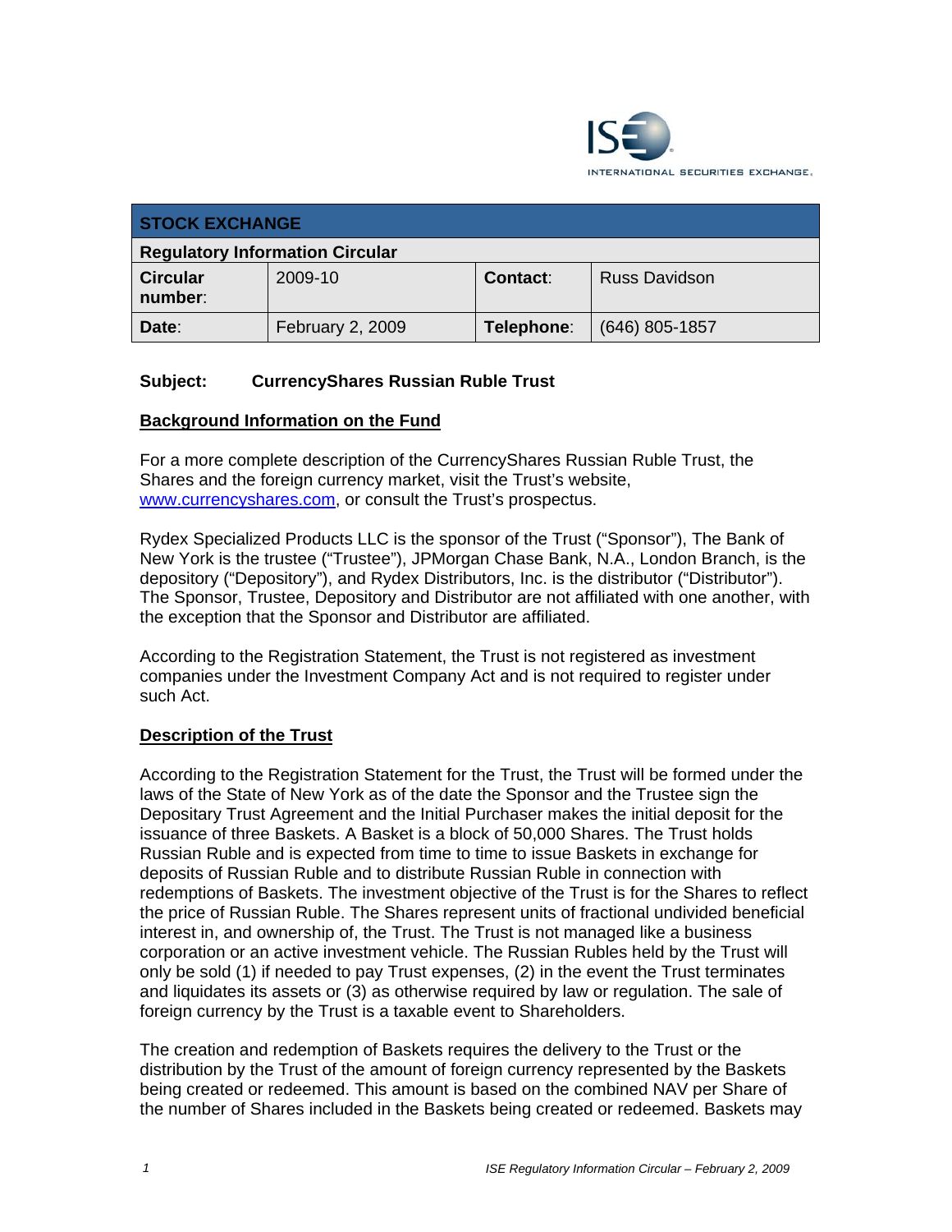ISE INTERNATIONAL SECURITIES EXCHANGE.

| STOCK EXCHANGE | | | |
|---|---|---|---|
| **Regulatory Information Circular** | | | |
| **Circular number**: | 2009-10 | **Contact**: | Russ Davidson |
| **Date**: | February 2, 2009 | **Telephone**: | (646) 805-1857 |

**Subject: CurrencyShares Russian Ruble Trust**

## Background Information on the Fund

For a more complete description of the CurrencyShares Russian Ruble Trust, the Shares and the foreign currency market, visit the Trust's website, www.currencyshares.com, or consult the Trust's prospectus.

Rydex Specialized Products LLC is the sponsor of the Trust ("Sponsor"), The Bank of New York is the trustee ("Trustee"), JPMorgan Chase Bank, N.A., London Branch, is the depository ("Depository"), and Rydex Distributors, Inc. is the distributor ("Distributor"). The Sponsor, Trustee, Depository and Distributor are not affiliated with one another, with the exception that the Sponsor and Distributor are affiliated.

According to the Registration Statement, the Trust is not registered as investment companies under the Investment Company Act and is not required to register under such Act.

## Description of the Trust

According to the Registration Statement for the Trust, the Trust will be formed under the laws of the State of New York as of the date the Sponsor and the Trustee sign the Depositary Trust Agreement and the Initial Purchaser makes the initial deposit for the issuance of three Baskets. A Basket is a block of 50,000 Shares. The Trust holds Russian Ruble and is expected from time to time to issue Baskets in exchange for deposits of Russian Ruble and to distribute Russian Ruble in connection with redemptions of Baskets. The investment objective of the Trust is for the Shares to reflect the price of Russian Ruble. The Shares represent units of fractional undivided beneficial interest in, and ownership of, the Trust. The Trust is not managed like a business corporation or an active investment vehicle. The Russian Rubles held by the Trust will only be sold (1) if needed to pay Trust expenses, (2) in the event the Trust terminates and liquidates its assets or (3) as otherwise required by law or regulation. The sale of foreign currency by the Trust is a taxable event to Shareholders.

The creation and redemption of Baskets requires the delivery to the Trust or the distribution by the Trust of the amount of foreign currency represented by the Baskets being created or redeemed. This amount is based on the combined NAV per Share of the number of Shares included in the Baskets being created or redeemed. Baskets may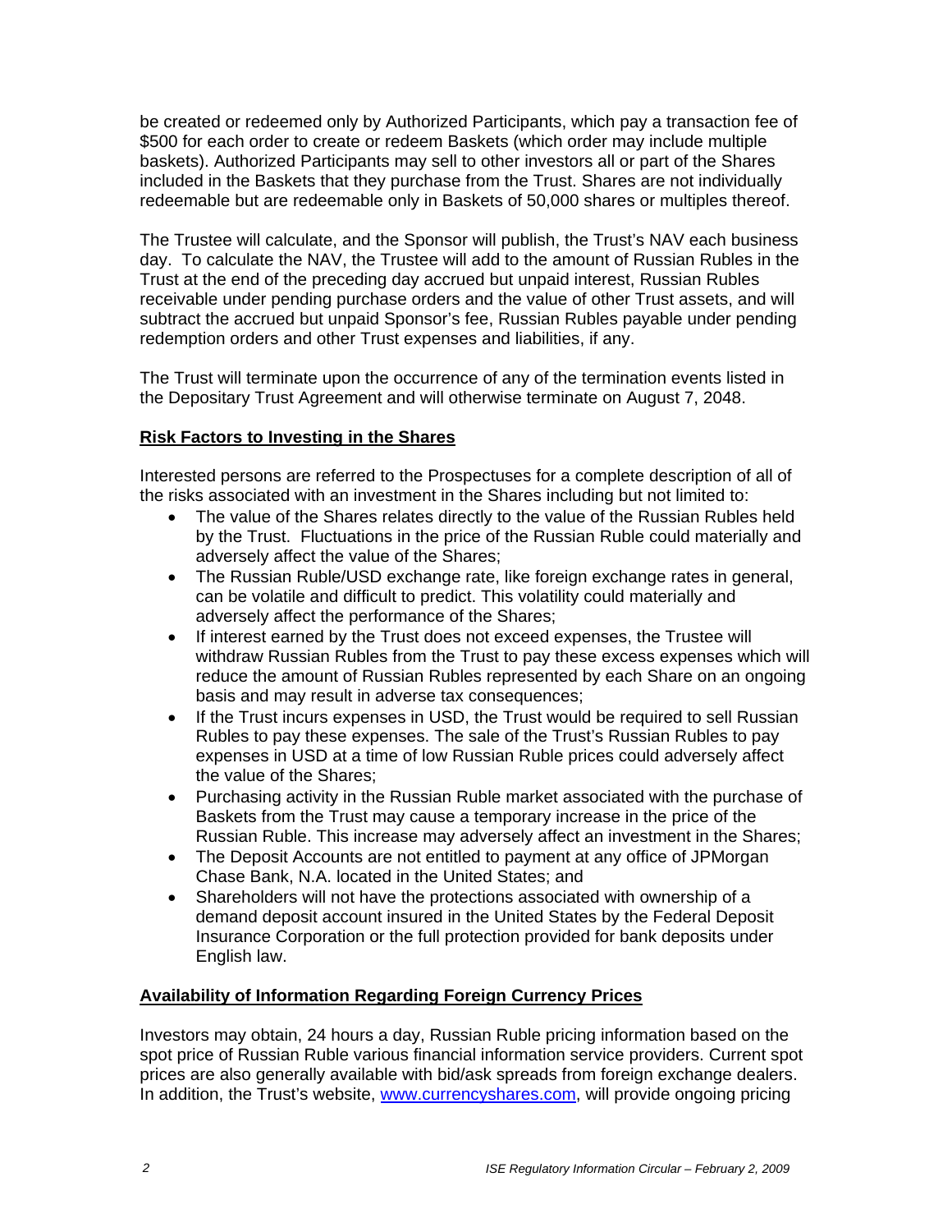be created or redeemed only by Authorized Participants, which pay a transaction fee of $500 for each order to create or redeem Baskets (which order may include multiple baskets). Authorized Participants may sell to other investors all or part of the Shares included in the Baskets that they purchase from the Trust. Shares are not individually redeemable but are redeemable only in Baskets of 50,000 shares or multiples thereof.

The Trustee will calculate, and the Sponsor will publish, the Trust's NAV each business day. To calculate the NAV, the Trustee will add to the amount of Russian Rubles in the Trust at the end of the preceding day accrued but unpaid interest, Russian Rubles receivable under pending purchase orders and the value of other Trust assets, and will subtract the accrued but unpaid Sponsor's fee, Russian Rubles payable under pending redemption orders and other Trust expenses and liabilities, if any.

The Trust will terminate upon the occurrence of any of the termination events listed in the Depositary Trust Agreement and will otherwise terminate on August 7, 2048.

## Risk Factors to Investing in the Shares

Interested persons are referred to the Prospectuses for a complete description of all of the risks associated with an investment in the Shares including but not limited to:

- The value of the Shares relates directly to the value of the Russian Rubles held by the Trust. Fluctuations in the price of the Russian Ruble could materially and adversely affect the value of the Shares;
- The Russian Ruble/USD exchange rate, like foreign exchange rates in general, can be volatile and difficult to predict. This volatility could materially and adversely affect the performance of the Shares;
- If interest earned by the Trust does not exceed expenses, the Trustee will withdraw Russian Rubles from the Trust to pay these excess expenses which will reduce the amount of Russian Rubles represented by each Share on an ongoing basis and may result in adverse tax consequences;
- If the Trust incurs expenses in USD, the Trust would be required to sell Russian Rubles to pay these expenses. The sale of the Trust's Russian Rubles to pay expenses in USD at a time of low Russian Ruble prices could adversely affect the value of the Shares;
- Purchasing activity in the Russian Ruble market associated with the purchase of Baskets from the Trust may cause a temporary increase in the price of the Russian Ruble. This increase may adversely affect an investment in the Shares;
- The Deposit Accounts are not entitled to payment at any office of JPMorgan Chase Bank, N.A. located in the United States; and
- Shareholders will not have the protections associated with ownership of a demand deposit account insured in the United States by the Federal Deposit Insurance Corporation or the full protection provided for bank deposits under English law.

## Availability of Information Regarding Foreign Currency Prices

Investors may obtain, 24 hours a day, Russian Ruble pricing information based on the spot price of Russian Ruble various financial information service providers. Current spot prices are also generally available with bid/ask spreads from foreign exchange dealers. In addition, the Trust's website, www.currencyshares.com, will provide ongoing pricing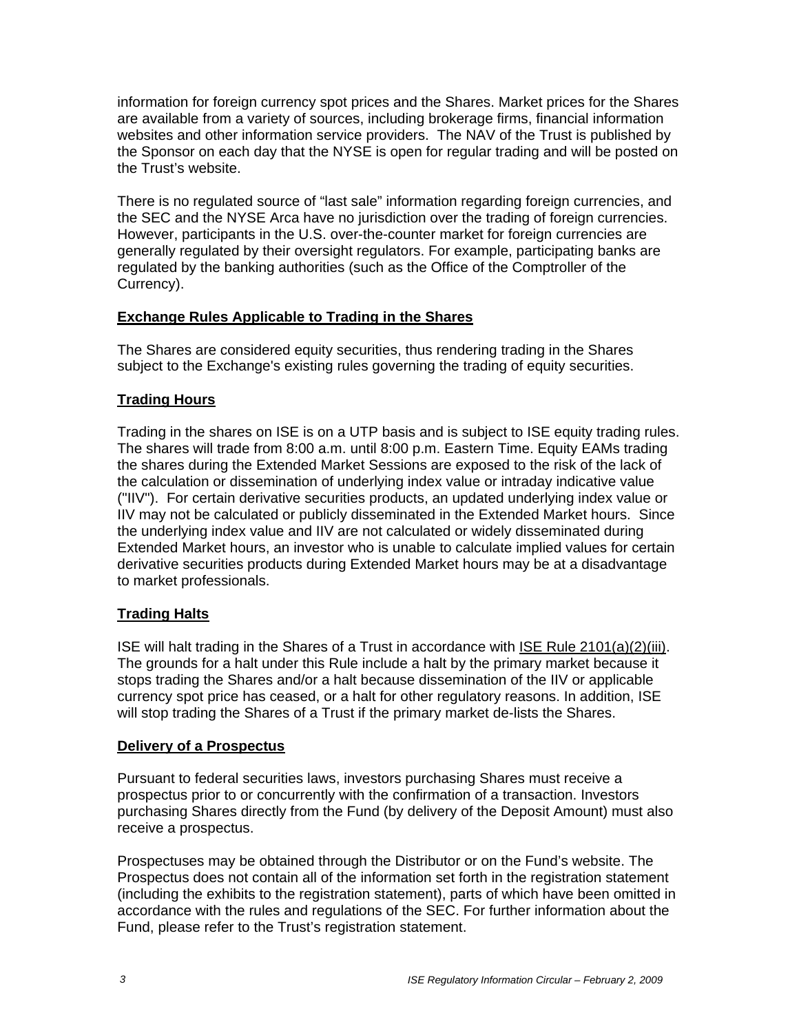information for foreign currency spot prices and the Shares. Market prices for the Shares are available from a variety of sources, including brokerage firms, financial information websites and other information service providers. The NAV of the Trust is published by the Sponsor on each day that the NYSE is open for regular trading and will be posted on the Trust's website.

There is no regulated source of "last sale" information regarding foreign currencies, and the SEC and the NYSE Arca have no jurisdiction over the trading of foreign currencies. However, participants in the U.S. over-the-counter market for foreign currencies are generally regulated by their oversight regulators. For example, participating banks are regulated by the banking authorities (such as the Office of the Comptroller of the Currency).

## Exchange Rules Applicable to Trading in the Shares

The Shares are considered equity securities, thus rendering trading in the Shares subject to the Exchange's existing rules governing the trading of equity securities.

## Trading Hours

Trading in the shares on ISE is on a UTP basis and is subject to ISE equity trading rules. The shares will trade from 8:00 a.m. until 8:00 p.m. Eastern Time. Equity EAMs trading the shares during the Extended Market Sessions are exposed to the risk of the lack of the calculation or dissemination of underlying index value or intraday indicative value ("IIV"). For certain derivative securities products, an updated underlying index value or IIV may not be calculated or publicly disseminated in the Extended Market hours. Since the underlying index value and IIV are not calculated or widely disseminated during Extended Market hours, an investor who is unable to calculate implied values for certain derivative securities products during Extended Market hours may be at a disadvantage to market professionals.

## Trading Halts

ISE will halt trading in the Shares of a Trust in accordance with ISE Rule 2101(a)(2)(iii). The grounds for a halt under this Rule include a halt by the primary market because it stops trading the Shares and/or a halt because dissemination of the IIV or applicable currency spot price has ceased, or a halt for other regulatory reasons. In addition, ISE will stop trading the Shares of a Trust if the primary market de-lists the Shares.

## Delivery of a Prospectus

Pursuant to federal securities laws, investors purchasing Shares must receive a prospectus prior to or concurrently with the confirmation of a transaction. Investors purchasing Shares directly from the Fund (by delivery of the Deposit Amount) must also receive a prospectus.

Prospectuses may be obtained through the Distributor or on the Fund's website. The Prospectus does not contain all of the information set forth in the registration statement (including the exhibits to the registration statement), parts of which have been omitted in accordance with the rules and regulations of the SEC. For further information about the Fund, please refer to the Trust's registration statement.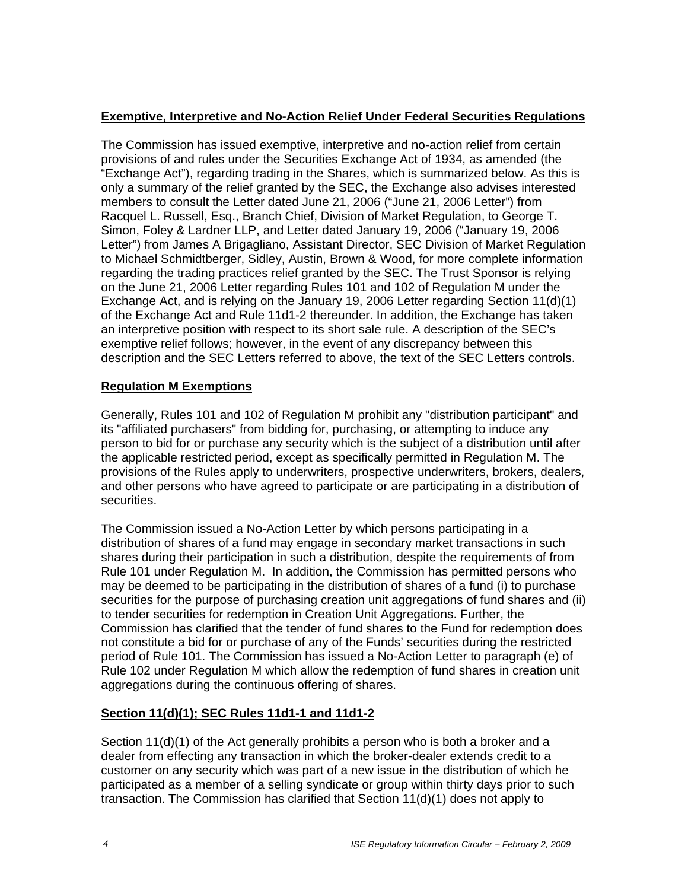## Exemptive, Interpretive and No-Action Relief Under Federal Securities Regulations

The Commission has issued exemptive, interpretive and no-action relief from certain provisions of and rules under the Securities Exchange Act of 1934, as amended (the "Exchange Act"), regarding trading in the Shares, which is summarized below. As this is only a summary of the relief granted by the SEC, the Exchange also advises interested members to consult the Letter dated June 21, 2006 ("June 21, 2006 Letter") from Racquel L. Russell, Esq., Branch Chief, Division of Market Regulation, to George T. Simon, Foley & Lardner LLP, and Letter dated January 19, 2006 ("January 19, 2006 Letter") from James A Brigagliano, Assistant Director, SEC Division of Market Regulation to Michael Schmidtberger, Sidley, Austin, Brown & Wood, for more complete information regarding the trading practices relief granted by the SEC. The Trust Sponsor is relying on the June 21, 2006 Letter regarding Rules 101 and 102 of Regulation M under the Exchange Act, and is relying on the January 19, 2006 Letter regarding Section 11(d)(1) of the Exchange Act and Rule 11d1-2 thereunder. In addition, the Exchange has taken an interpretive position with respect to its short sale rule. A description of the SEC's exemptive relief follows; however, in the event of any discrepancy between this description and the SEC Letters referred to above, the text of the SEC Letters controls.

## Regulation M Exemptions

Generally, Rules 101 and 102 of Regulation M prohibit any "distribution participant" and its "affiliated purchasers" from bidding for, purchasing, or attempting to induce any person to bid for or purchase any security which is the subject of a distribution until after the applicable restricted period, except as specifically permitted in Regulation M. The provisions of the Rules apply to underwriters, prospective underwriters, brokers, dealers, and other persons who have agreed to participate or are participating in a distribution of securities.

The Commission issued a No-Action Letter by which persons participating in a distribution of shares of a fund may engage in secondary market transactions in such shares during their participation in such a distribution, despite the requirements of from Rule 101 under Regulation M. In addition, the Commission has permitted persons who may be deemed to be participating in the distribution of shares of a fund (i) to purchase securities for the purpose of purchasing creation unit aggregations of fund shares and (ii) to tender securities for redemption in Creation Unit Aggregations. Further, the Commission has clarified that the tender of fund shares to the Fund for redemption does not constitute a bid for or purchase of any of the Funds' securities during the restricted period of Rule 101. The Commission has issued a No-Action Letter to paragraph (e) of Rule 102 under Regulation M which allow the redemption of fund shares in creation unit aggregations during the continuous offering of shares.

## Section 11(d)(1); SEC Rules 11d1-1 and 11d1-2

Section 11(d)(1) of the Act generally prohibits a person who is both a broker and a dealer from effecting any transaction in which the broker-dealer extends credit to a customer on any security which was part of a new issue in the distribution of which he participated as a member of a selling syndicate or group within thirty days prior to such transaction. The Commission has clarified that Section 11(d)(1) does not apply to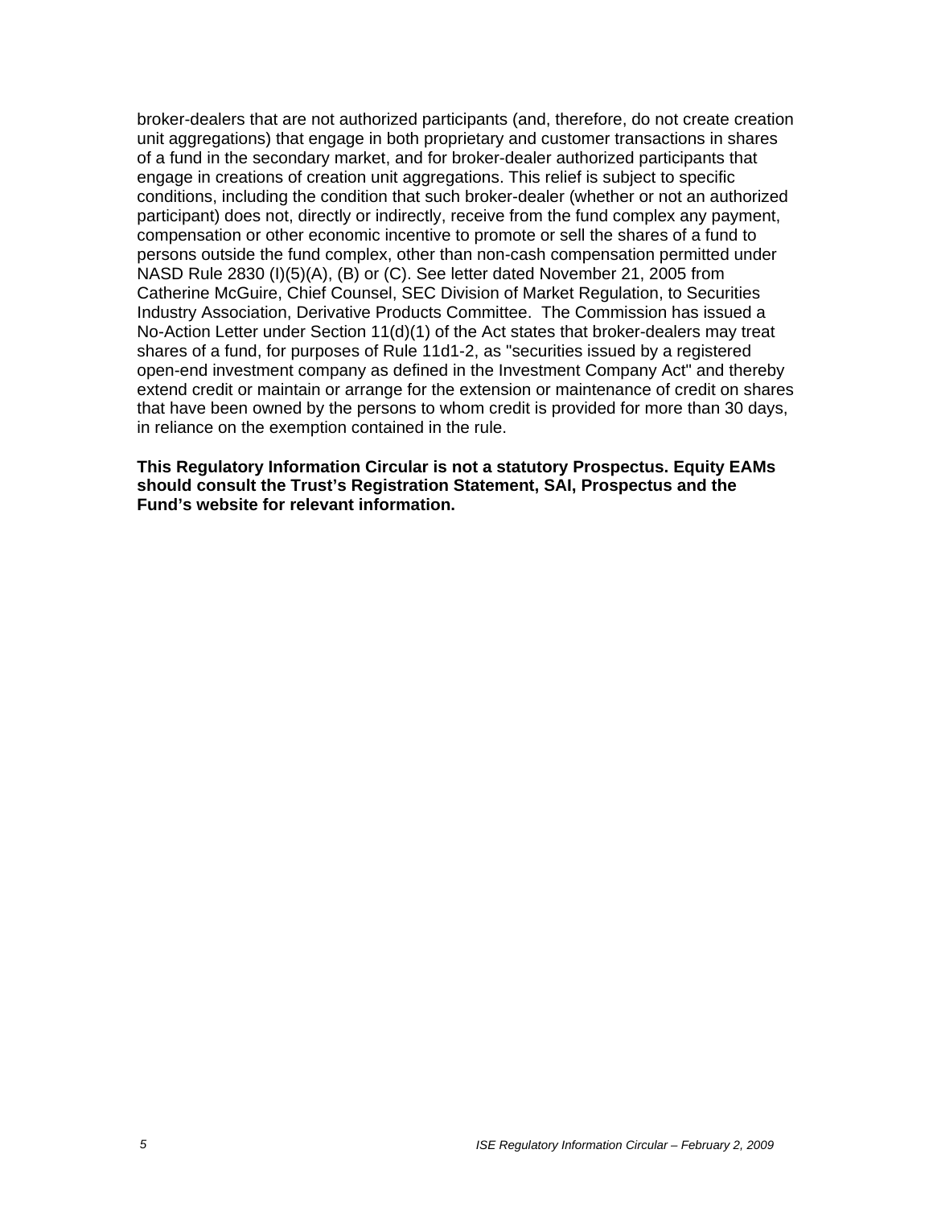broker-dealers that are not authorized participants (and, therefore, do not create creation unit aggregations) that engage in both proprietary and customer transactions in shares of a fund in the secondary market, and for broker-dealer authorized participants that engage in creations of creation unit aggregations. This relief is subject to specific conditions, including the condition that such broker-dealer (whether or not an authorized participant) does not, directly or indirectly, receive from the fund complex any payment, compensation or other economic incentive to promote or sell the shares of a fund to persons outside the fund complex, other than non-cash compensation permitted under NASD Rule 2830 (I)(5)(A), (B) or (C). See letter dated November 21, 2005 from Catherine McGuire, Chief Counsel, SEC Division of Market Regulation, to Securities Industry Association, Derivative Products Committee. The Commission has issued a No-Action Letter under Section 11(d)(1) of the Act states that broker-dealers may treat shares of a fund, for purposes of Rule 11d1-2, as "securities issued by a registered open-end investment company as defined in the Investment Company Act" and thereby extend credit or maintain or arrange for the extension or maintenance of credit on shares that have been owned by the persons to whom credit is provided for more than 30 days, in reliance on the exemption contained in the rule.

**This Regulatory Information Circular is not a statutory Prospectus. Equity EAMs should consult the Trust's Registration Statement, SAI, Prospectus and the Fund's website for relevant information.**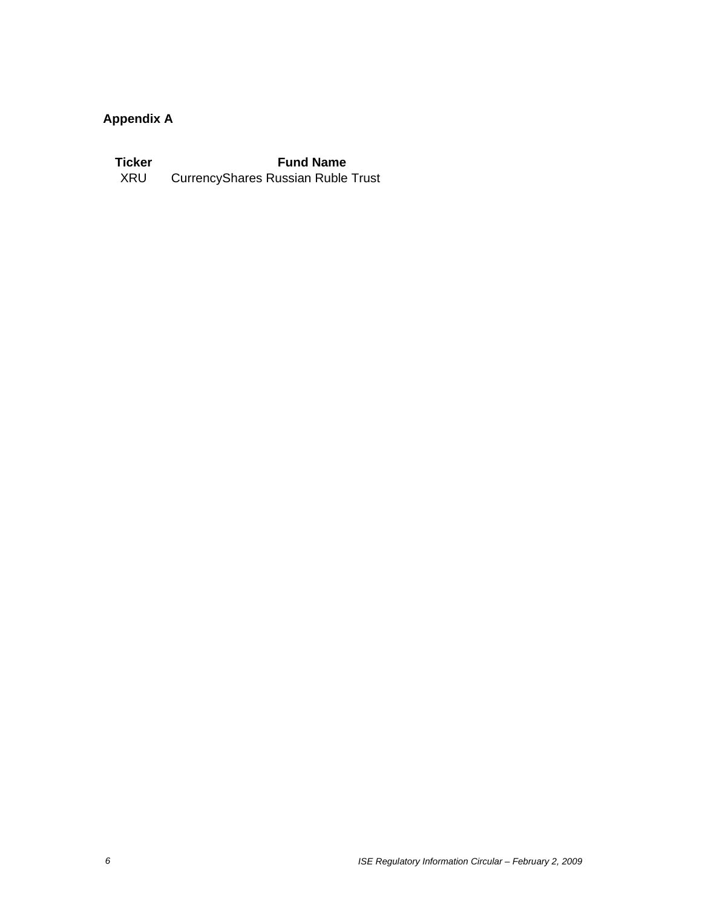**Appendix A**

| Ticker | Fund Name |
|---|---|
| XRU | CurrencyShares Russian Ruble Trust |